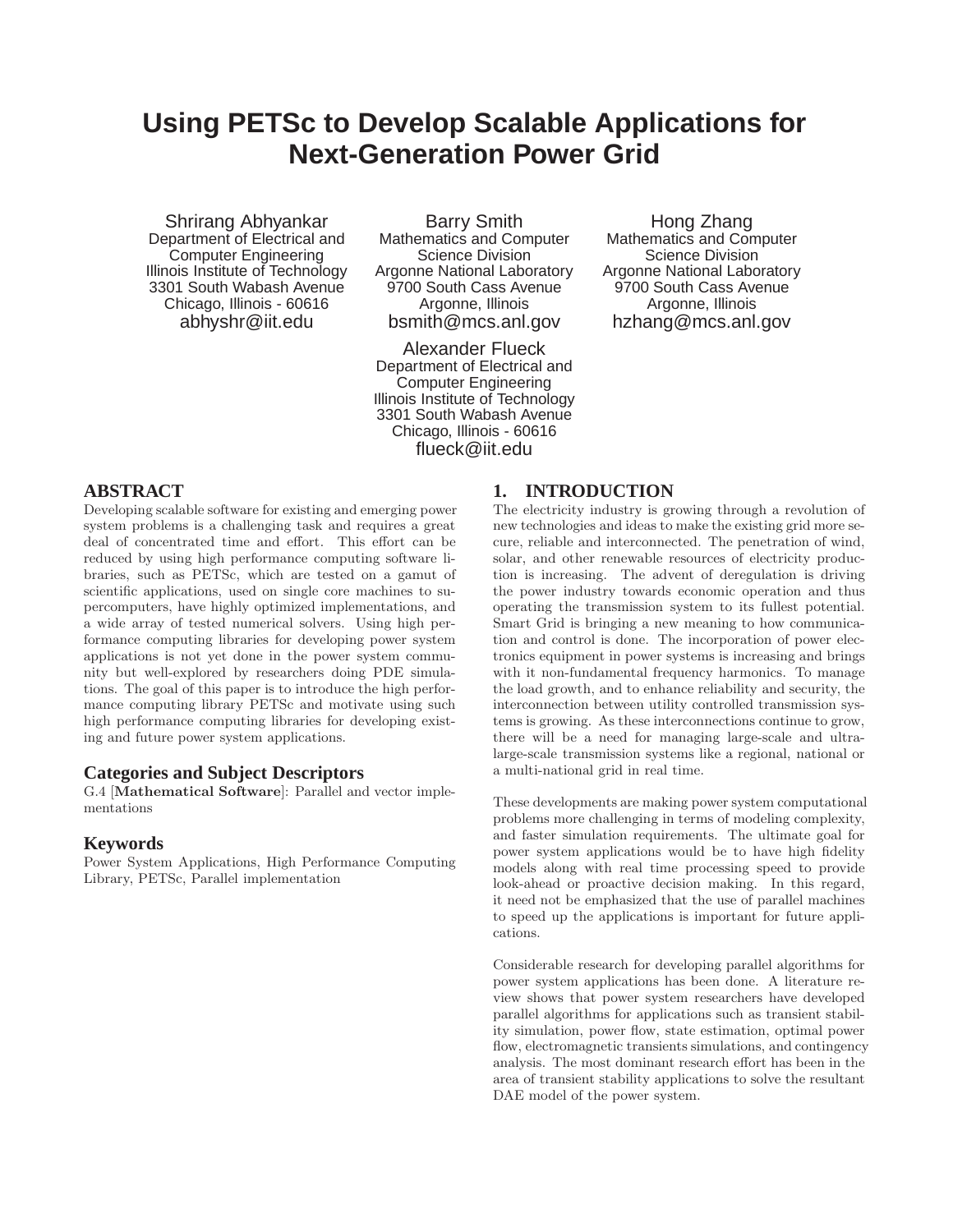# Using PETSc to Develop Scalable Applications for Next-Generation Power Grid

Shrirang Abhyankar
Department of Electrical and Computer Engineering
Illinois Institute of Technology
3301 South Wabash Avenue
Chicago, Illinois - 60616
abhyshr@iit.edu

Barry Smith
Mathematics and Computer Science Division
Argonne National Laboratory
9700 South Cass Avenue
Argonne, Illinois
bsmith@mcs.anl.gov

Hong Zhang
Mathematics and Computer Science Division
Argonne National Laboratory
9700 South Cass Avenue
Argonne, Illinois
hzhang@mcs.anl.gov

Alexander Flueck
Department of Electrical and Computer Engineering
Illinois Institute of Technology
3301 South Wabash Avenue
Chicago, Illinois - 60616
flueck@iit.edu

## ABSTRACT

Developing scalable software for existing and emerging power system problems is a challenging task and requires a great deal of concentrated time and effort. This effort can be reduced by using high performance computing software libraries, such as PETSc, which are tested on a gamut of scientific applications, used on single core machines to supercomputers, have highly optimized implementations, and a wide array of tested numerical solvers. Using high performance computing libraries for developing power system applications is not yet done in the power system community but well-explored by researchers doing PDE simulations. The goal of this paper is to introduce the high performance computing library PETSc and motivate using such high performance computing libraries for developing existing and future power system applications.

### Categories and Subject Descriptors

G.4 [**Mathematical Software**]: Parallel and vector implementations

### Keywords

Power System Applications, High Performance Computing Library, PETSc, Parallel implementation

## 1. INTRODUCTION

The electricity industry is growing through a revolution of new technologies and ideas to make the existing grid more secure, reliable and interconnected. The penetration of wind, solar, and other renewable resources of electricity production is increasing. The advent of deregulation is driving the power industry towards economic operation and thus operating the transmission system to its fullest potential. Smart Grid is bringing a new meaning to how communication and control is done. The incorporation of power electronics equipment in power systems is increasing and brings with it non-fundamental frequency harmonics. To manage the load growth, and to enhance reliability and security, the interconnection between utility controlled transmission systems is growing. As these interconnections continue to grow, there will be a need for managing large-scale and ultra-large-scale transmission systems like a regional, national or a multi-national grid in real time.

These developments are making power system computational problems more challenging in terms of modeling complexity, and faster simulation requirements. The ultimate goal for power system applications would be to have high fidelity models along with real time processing speed to provide look-ahead or proactive decision making. In this regard, it need not be emphasized that the use of parallel machines to speed up the applications is important for future applications.

Considerable research for developing parallel algorithms for power system applications has been done. A literature review shows that power system researchers have developed parallel algorithms for applications such as transient stability simulation, power flow, state estimation, optimal power flow, electromagnetic transients simulations, and contingency analysis. The most dominant research effort has been in the area of transient stability applications to solve the resultant DAE model of the power system.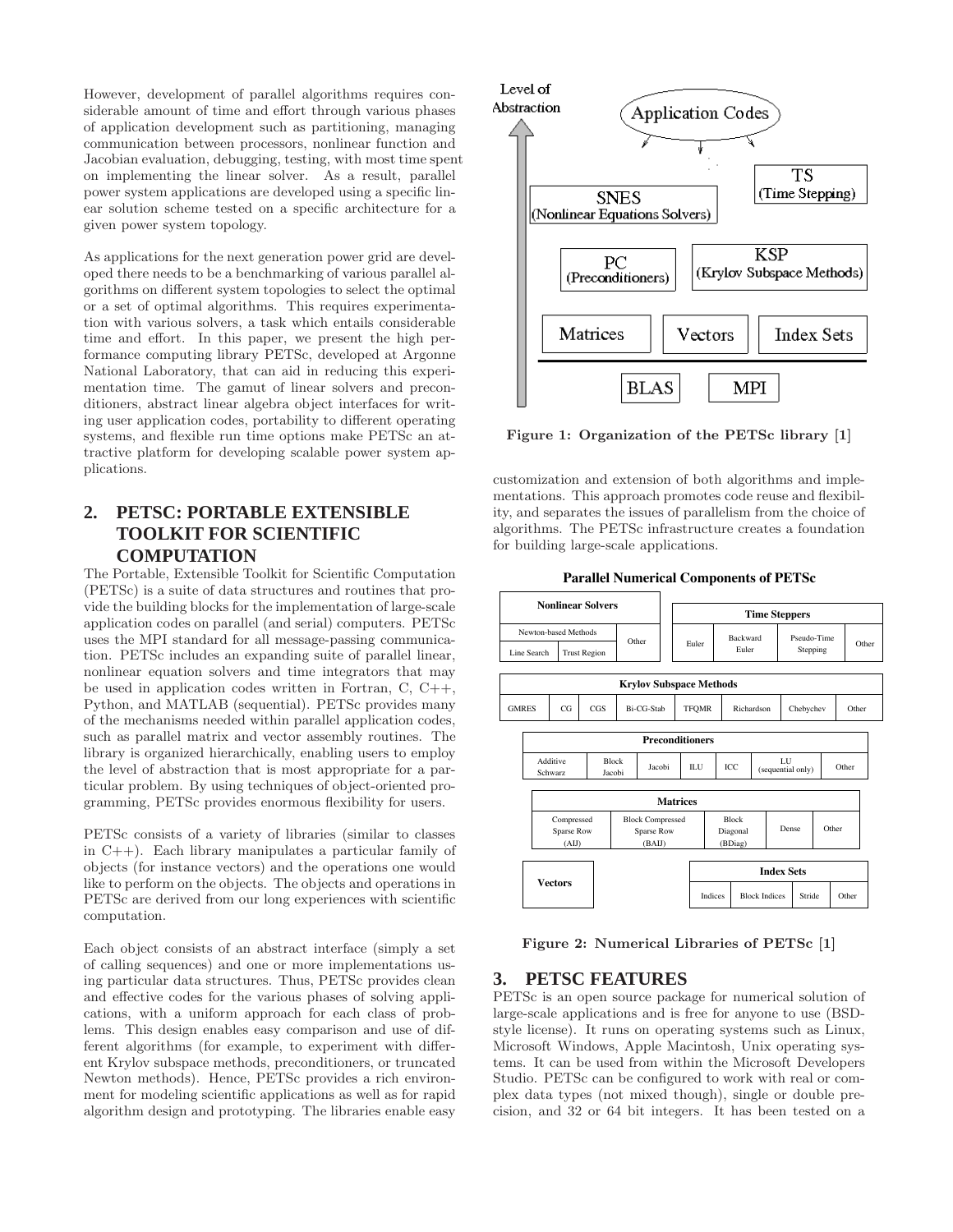However, development of parallel algorithms requires considerable amount of time and effort through various phases of application development such as partitioning, managing communication between processors, nonlinear function and Jacobian evaluation, debugging, testing, with most time spent on implementing the linear solver. As a result, parallel power system applications are developed using a specific linear solution scheme tested on a specific architecture for a given power system topology.

As applications for the next generation power grid are developed there needs to be a benchmarking of various parallel algorithms on different system topologies to select the optimal or a set of optimal algorithms. This requires experimentation with various solvers, a task which entails considerable time and effort. In this paper, we present the high performance computing library PETSc, developed at Argonne National Laboratory, that can aid in reducing this experimentation time. The gamut of linear solvers and preconditioners, abstract linear algebra object interfaces for writing user application codes, portability to different operating systems, and flexible run time options make PETSc an attractive platform for developing scalable power system applications.

## 2. PETSC: PORTABLE EXTENSIBLE TOOLKIT FOR SCIENTIFIC COMPUTATION

The Portable, Extensible Toolkit for Scientific Computation (PETSc) is a suite of data structures and routines that provide the building blocks for the implementation of large-scale application codes on parallel (and serial) computers. PETSc uses the MPI standard for all message-passing communication. PETSc includes an expanding suite of parallel linear, nonlinear equation solvers and time integrators that may be used in application codes written in Fortran, C, C++, Python, and MATLAB (sequential). PETSc provides many of the mechanisms needed within parallel application codes, such as parallel matrix and vector assembly routines. The library is organized hierarchically, enabling users to employ the level of abstraction that is most appropriate for a particular problem. By using techniques of object-oriented programming, PETSc provides enormous flexibility for users.

PETSc consists of a variety of libraries (similar to classes in C++). Each library manipulates a particular family of objects (for instance vectors) and the operations one would like to perform on the objects. The objects and operations in PETSc are derived from our long experiences with scientific computation.

Each object consists of an abstract interface (simply a set of calling sequences) and one or more implementations using particular data structures. Thus, PETSc provides clean and effective codes for the various phases of solving applications, with a uniform approach for each class of problems. This design enables easy comparison and use of different algorithms (for example, to experiment with different Krylov subspace methods, preconditioners, or truncated Newton methods). Hence, PETSc provides a rich environment for modeling scientific applications as well as for rapid algorithm design and prototyping. The libraries enable easy customization and extension of both algorithms and implementations. This approach promotes code reuse and flexibility, and separates the issues of parallelism from the choice of algorithms. The PETSc infrastructure creates a foundation for building large-scale applications.

Level of Abstraction

Application Codes

SNES (Nonlinear Equations Solvers) | TS (Time Stepping)

PC (Preconditioners) | KSP (Krylov Subspace Methods)

Matrices | Vectors | Index Sets

BLAS | MPI

**Figure 1: Organization of the PETSc library [1]**

**Parallel Numerical Components of PETSc**

| Nonlinear Solvers | | |
|---|---|---|
| Newton-based Methods | | Other |
| Line Search | Trust Region | |

| Time Steppers | | | |
|---|---|---|---|
| Euler | Backward Euler | Pseudo-Time Stepping | Other |

| Krylov Subspace Methods | | | | | | | |
|---|---|---|---|---|---|---|---|
| GMRES | CG | CGS | Bi-CG-Stab | TFQMR | Richardson | Chebychev | Other |

| Preconditioners | | | | | | |
|---|---|---|---|---|---|---|
| Additive Schwarz | Block Jacobi | Jacobi | ILU | ICC | LU (sequential only) | Other |

| Matrices | | | | |
|---|---|---|---|---|
| Compressed Sparse Row (AIJ) | Block Compressed Sparse Row (BAIJ) | Block Diagonal (BDiag) | Dense | Other |

Vectors

| Index Sets | | | |
|---|---|---|---|
| Indices | Block Indices | Stride | Other |

**Figure 2: Numerical Libraries of PETSc [1]**

## 3. PETSC FEATURES

PETSc is an open source package for numerical solution of large-scale applications and is free for anyone to use (BSD-style license). It runs on operating systems such as Linux, Microsoft Windows, Apple Macintosh, Unix operating systems. It can be used from within the Microsoft Developers Studio. PETSc can be configured to work with real or complex data types (not mixed though), single or double precision, and 32 or 64 bit integers. It has been tested on a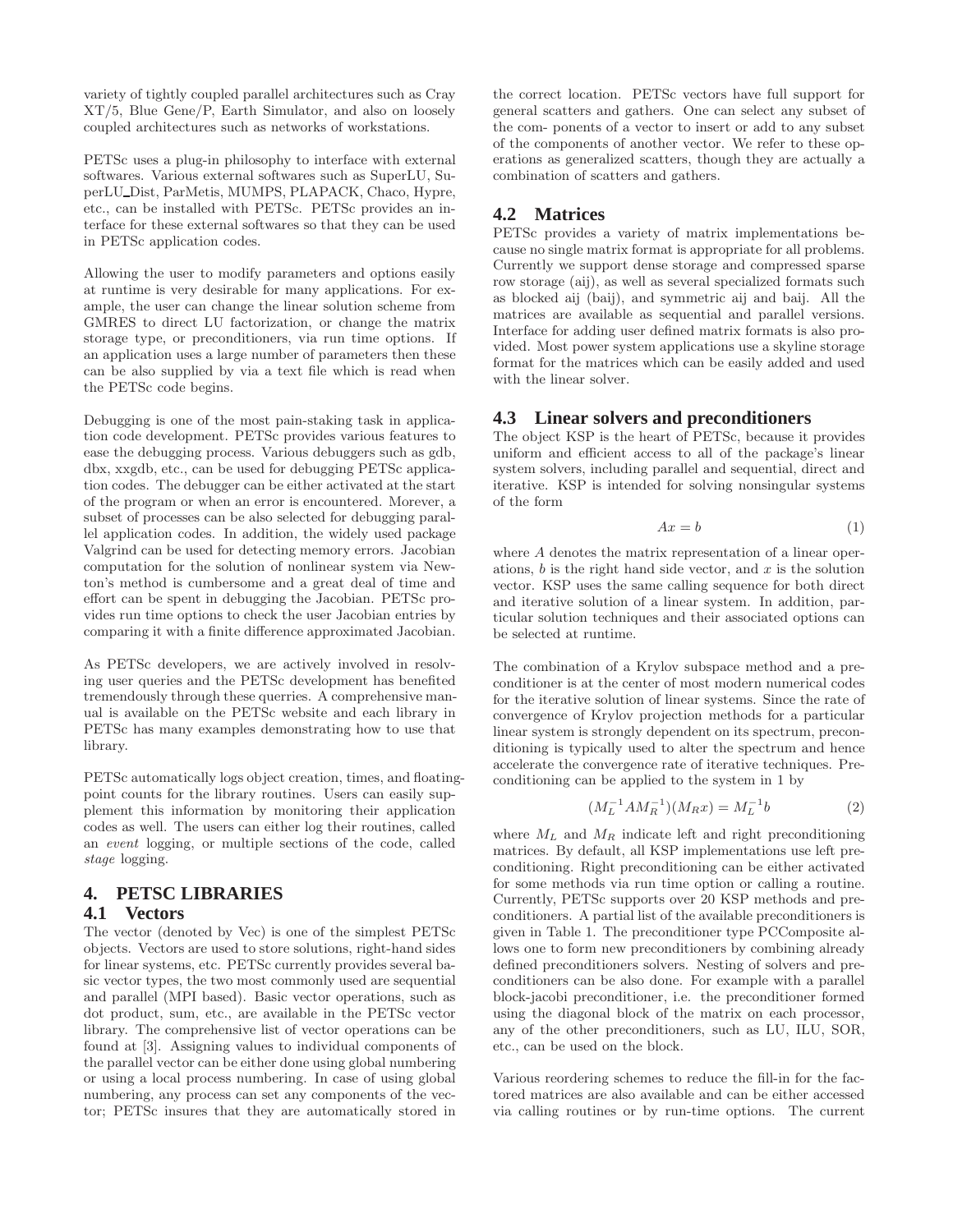variety of tightly coupled parallel architectures such as Cray XT/5, Blue Gene/P, Earth Simulator, and also on loosely coupled architectures such as networks of workstations.

PETSc uses a plug-in philosophy to interface with external softwares. Various external softwares such as SuperLU, SuperLU_Dist, ParMetis, MUMPS, PLAPACK, Chaco, Hypre, etc., can be installed with PETSc. PETSc provides an interface for these external softwares so that they can be used in PETSc application codes.

Allowing the user to modify parameters and options easily at runtime is very desirable for many applications. For example, the user can change the linear solution scheme from GMRES to direct LU factorization, or change the matrix storage type, or preconditioners, via run time options. If an application uses a large number of parameters then these can be also supplied by via a text file which is read when the PETSc code begins.

Debugging is one of the most pain-staking task in application code development. PETSc provides various features to ease the debugging process. Various debuggers such as gdb, dbx, xxgdb, etc., can be used for debugging PETSc application codes. The debugger can be either activated at the start of the program or when an error is encountered. Morever, a subset of processes can be also selected for debugging parallel application codes. In addition, the widely used package Valgrind can be used for detecting memory errors. Jacobian computation for the solution of nonlinear system via Newton's method is cumbersome and a great deal of time and effort can be spent in debugging the Jacobian. PETSc provides run time options to check the user Jacobian entries by comparing it with a finite difference approximated Jacobian.

As PETSc developers, we are actively involved in resolving user queries and the PETSc development has benefited tremendously through these querries. A comprehensive manual is available on the PETSc website and each library in PETSc has many examples demonstrating how to use that library.

PETSc automatically logs object creation, times, and floating-point counts for the library routines. Users can easily supplement this information by monitoring their application codes as well. The users can either log their routines, called an *event* logging, or multiple sections of the code, called *stage* logging.

# 4. PETSC LIBRARIES

## 4.1 Vectors

The vector (denoted by Vec) is one of the simplest PETSc objects. Vectors are used to store solutions, right-hand sides for linear systems, etc. PETSc currently provides several basic vector types, the two most commonly used are sequential and parallel (MPI based). Basic vector operations, such as dot product, sum, etc., are available in the PETSc vector library. The comprehensive list of vector operations can be found at [3]. Assigning values to individual components of the parallel vector can be either done using global numbering or using a local process numbering. In case of using global numbering, any process can set any components of the vector; PETSc insures that they are automatically stored in the correct location. PETSc vectors have full support for general scatters and gathers. One can select any subset of the com- ponents of a vector to insert or add to any subset of the components of another vector. We refer to these operations as generalized scatters, though they are actually a combination of scatters and gathers.

## 4.2 Matrices

PETSc provides a variety of matrix implementations because no single matrix format is appropriate for all problems. Currently we support dense storage and compressed sparse row storage (aij), as well as several specialized formats such as blocked aij (baij), and symmetric aij and baij. All the matrices are available as sequential and parallel versions. Interface for adding user defined matrix formats is also provided. Most power system applications use a skyline storage format for the matrices which can be easily added and used with the linear solver.

## 4.3 Linear solvers and preconditioners

The object KSP is the heart of PETSc, because it provides uniform and efficient access to all of the package's linear system solvers, including parallel and sequential, direct and iterative. KSP is intended for solving nonsingular systems of the form

$$Ax = b \tag{1}$$

where $A$ denotes the matrix representation of a linear operations, $b$ is the right hand side vector, and $x$ is the solution vector. KSP uses the same calling sequence for both direct and iterative solution of a linear system. In addition, particular solution techniques and their associated options can be selected at runtime.

The combination of a Krylov subspace method and a preconditioner is at the center of most modern numerical codes for the iterative solution of linear systems. Since the rate of convergence of Krylov projection methods for a particular linear system is strongly dependent on its spectrum, preconditioning is typically used to alter the spectrum and hence accelerate the convergence rate of iterative techniques. Preconditioning can be applied to the system in 1 by

$$(M_L^{-1} A M_R^{-1})(M_R x) = M_L^{-1} b \tag{2}$$

where $M_L$ and $M_R$ indicate left and right preconditioning matrices. By default, all KSP implementations use left preconditioning. Right preconditioning can be either activated for some methods via run time option or calling a routine. Currently, PETSc supports over 20 KSP methods and preconditioners. A partial list of the available preconditioners is given in Table 1. The preconditioner type PCComposite allows one to form new preconditioners by combining already defined preconditioners solvers. Nesting of solvers and preconditioners can be also done. For example with a parallel block-jacobi preconditioner, i.e. the preconditioner formed using the diagonal block of the matrix on each processor, any of the other preconditioners, such as LU, ILU, SOR, etc., can be used on the block.

Various reordering schemes to reduce the fill-in for the factored matrices are also available and can be either accessed via calling routines or by run-time options. The current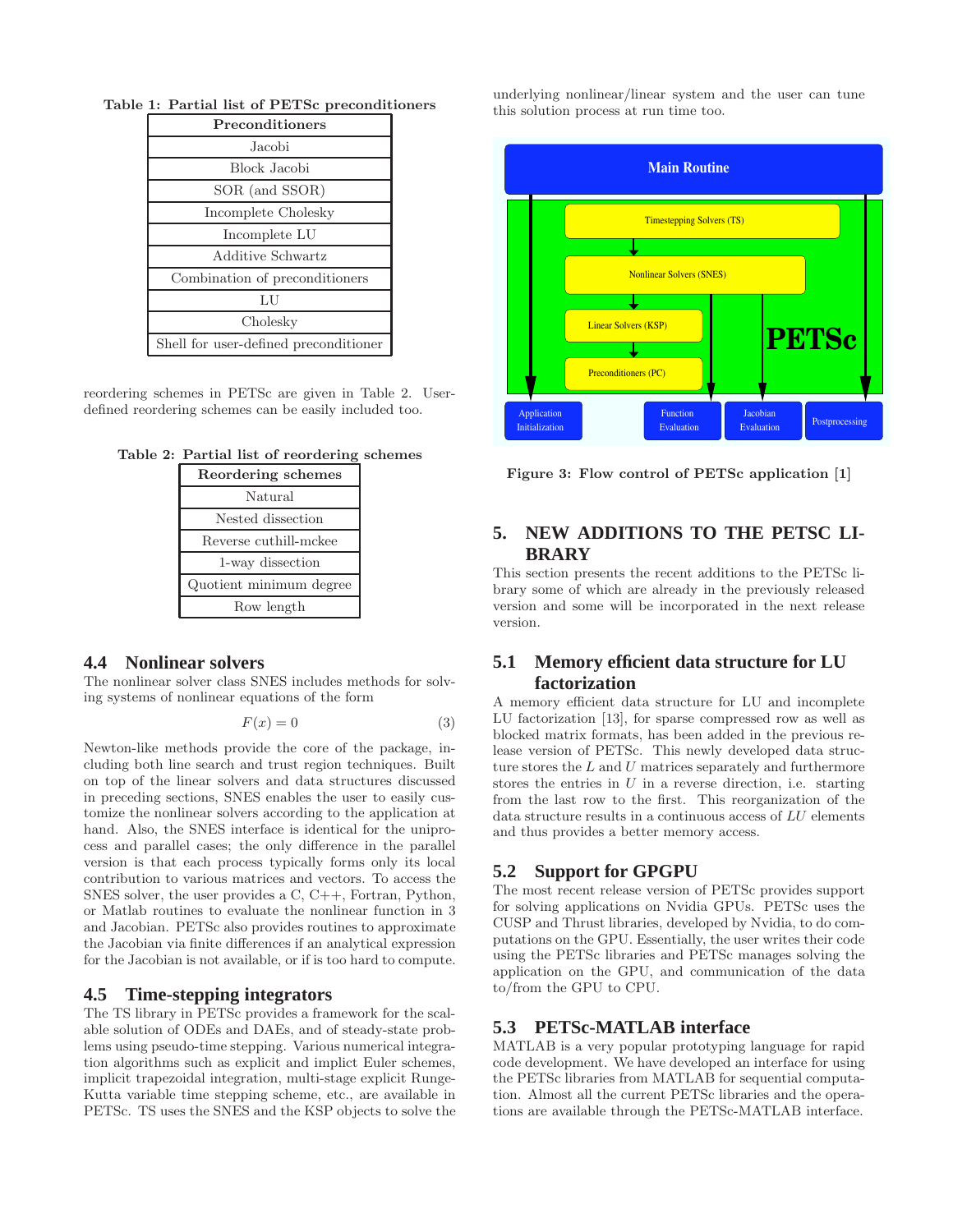Table 1: Partial list of PETSc preconditioners

| Preconditioners |
|---|
| Jacobi |
| Block Jacobi |
| SOR (and SSOR) |
| Incomplete Cholesky |
| Incomplete LU |
| Additive Schwartz |
| Combination of preconditioners |
| LU |
| Cholesky |
| Shell for user-defined preconditioner |

reordering schemes in PETSc are given in Table 2. User-defined reordering schemes can be easily included too.

Table 2: Partial list of reordering schemes

| Reordering schemes |
|---|
| Natural |
| Nested dissection |
| Reverse cuthill-mckee |
| 1-way dissection |
| Quotient minimum degree |
| Row length |

## 4.4 Nonlinear solvers

The nonlinear solver class SNES includes methods for solving systems of nonlinear equations of the form

$$F(x) = 0 \quad (3)$$

Newton-like methods provide the core of the package, including both line search and trust region techniques. Built on top of the linear solvers and data structures discussed in preceding sections, SNES enables the user to easily customize the nonlinear solvers according to the application at hand. Also, the SNES interface is identical for the uniprocess and parallel cases; the only difference in the parallel version is that each process typically forms only its local contribution to various matrices and vectors. To access the SNES solver, the user provides a C, C++, Fortran, Python, or Matlab routines to evaluate the nonlinear function in 3 and Jacobian. PETSc also provides routines to approximate the Jacobian via finite differences if an analytical expression for the Jacobian is not available, or if is too hard to compute.

## 4.5 Time-stepping integrators

The TS library in PETSc provides a framework for the scalable solution of ODEs and DAEs, and of steady-state problems using pseudo-time stepping. Various numerical integration algorithms such as explicit and implicit Euler schemes, implicit trapezoidal integration, multi-stage explicit Runge-Kutta variable time stepping scheme, etc., are available in PETSc. TS uses the SNES and the KSP objects to solve the underlying nonlinear/linear system and the user can tune this solution process at run time too.

Figure 3: Flow control of PETSc application [1]

# 5. NEW ADDITIONS TO THE PETSC LIBRARY

This section presents the recent additions to the PETSc library some of which are already in the previously released version and some will be incorporated in the next release version.

## 5.1 Memory efficient data structure for LU factorization

A memory efficient data structure for LU and incomplete LU factorization [13], for sparse compressed row as well as blocked matrix formats, has been added in the previous release version of PETSc. This newly developed data structure stores the $L$ and $U$ matrices separately and furthermore stores the entries in $U$ in a reverse direction, i.e. starting from the last row to the first. This reorganization of the data structure results in a continuous access of $LU$ elements and thus provides a better memory access.

## 5.2 Support for GPGPU

The most recent release version of PETSc provides support for solving applications on Nvidia GPUs. PETSc uses the CUSP and Thrust libraries, developed by Nvidia, to do computations on the GPU. Essentially, the user writes their code using the PETSc libraries and PETSc manages solving the application on the GPU, and communication of the data to/from the GPU to CPU.

## 5.3 PETSc-MATLAB interface

MATLAB is a very popular prototyping language for rapid code development. We have developed an interface for using the PETSc libraries from MATLAB for sequential computation. Almost all the current PETSc libraries and the operations are available through the PETSc-MATLAB interface.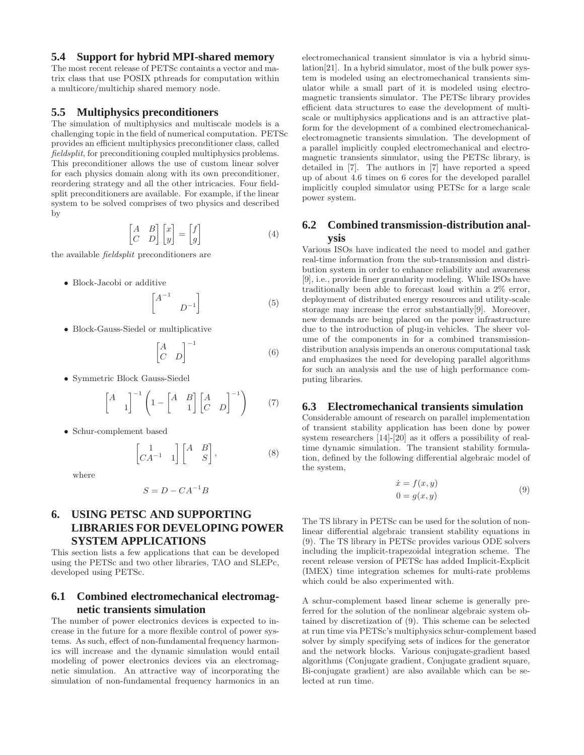## 5.4 Support for hybrid MPI-shared memory

The most recent release of PETSc containts a vector and matrix class that use POSIX pthreads for computation within a multicore/multichip shared memory node.

## 5.5 Multiphysics preconditioners

The simulation of multiphysics and multiscale models is a challenging topic in the field of numerical computation. PETSc provides an efficient multiphysics preconditioner class, called *fieldsplit*, for preconditioning coupled multiphysics problems. This preconditioner allows the use of custom linear solver for each physics domain along with its own preconditioner, reordering strategy and all the other intricacies. Four fieldsplit preconditioners are available. For example, if the linear system to be solved comprises of two physics and described by

$$\begin{bmatrix} A & B \\ C & D \end{bmatrix} \begin{bmatrix} x \\ y \end{bmatrix} = \begin{bmatrix} f \\ g \end{bmatrix} \tag{4}$$

the available *fieldsplit* preconditioners are

- Block-Jacobi or additive

$$\begin{bmatrix} A^{-1} & \\ & D^{-1} \end{bmatrix} \tag{5}$$

- Block-Gauss-Siedel or multiplicative

$$\begin{bmatrix} A & \\ C & D \end{bmatrix}^{-1} \tag{6}$$

- Symmetric Block Gauss-Siedel

$$\begin{bmatrix} A & \\ & 1 \end{bmatrix}^{-1} \left( 1 - \begin{bmatrix} A & B \\ & 1 \end{bmatrix} \begin{bmatrix} A & \\ C & D \end{bmatrix}^{-1} \right) \tag{7}$$

- Schur-complement based

$$\begin{bmatrix} 1 & \\ CA^{-1} & 1 \end{bmatrix} \begin{bmatrix} A & B \\ & S \end{bmatrix}, \tag{8}$$

where

$$S = D - CA^{-1}B$$

# 6. USING PETSC AND SUPPORTING LIBRARIES FOR DEVELOPING POWER SYSTEM APPLICATIONS

This section lists a few applications that can be developed using the PETSc and two other libraries, TAO and SLEPc, developed using PETSc.

## 6.1 Combined electromechanical electromagnetic transients simulation

The number of power electronics devices is expected to increase in the future for a more flexible control of power systems. As such, effect of non-fundamental frequency harmonics will increase and the dynamic simulation would entail modeling of power electronics devices via an electromagnetic simulation. An attractive way of incorporating the simulation of non-fundamental frequency harmonics in an electromechanical transient simulator is via a hybrid simulation[21]. In a hybrid simulator, most of the bulk power system is modeled using an electromechanical transients simulator while a small part of it is modeled using electromagnetic transients simulator. The PETSc library provides efficient data structures to ease the development of multiscale or multiphysics applications and is an attractive platform for the development of a combined electromechanical-electromagnetic transients simulation. The development of a parallel implicitly coupled electromechanical and electromagnetic transients simulator, using the PETSc library, is detailed in [7]. The authors in [7] have reported a speed up of about 4.6 times on 6 cores for the developed parallel implicitly coupled simulator using PETSc for a large scale power system.

## 6.2 Combined transmission-distribution analysis

Various ISOs have indicated the need to model and gather real-time information from the sub-transmission and distribution system in order to enhance reliability and awareness [9], i.e., provide finer granularity modeling. While ISOs have traditionally been able to forecast load within a 2% error, deployment of distributed energy resources and utility-scale storage may increase the error substantially[9]. Moreover, new demands are being placed on the power infrastructure due to the introduction of plug-in vehicles. The sheer volume of the components in for a combined transmission-distribution analysis impends an onerous computational task and emphasizes the need for developing parallel algorithms for such an analysis and the use of high performance computing libraries.

## 6.3 Electromechanical transients simulation

Considerable amount of research on parallel implementation of transient stability application has been done by power system researchers [14]-[20] as it offers a possibility of real-time dynamic simulation. The transient stability formulation, defined by the following differential algebraic model of the system,

$$\begin{aligned} \dot{x} &= f(x, y) \\ 0 &= g(x, y) \end{aligned} \tag{9}$$

The TS library in PETSc can be used for the solution of nonlinear differential algebraic transient stability equations in (9). The TS library in PETSc provides various ODE solvers including the implicit-trapezoidal integration scheme. The recent release version of PETSc has added Implicit-Explicit (IMEX) time integration schemes for multi-rate problems which could be also experimented with.

A schur-complement based linear scheme is generally preferred for the solution of the nonlinear algebraic system obtained by discretization of (9). This scheme can be selected at run time via PETSc's multiphysics schur-complement based solver by simply specifying sets of indices for the generator and the network blocks. Various conjugate-gradient based algorithms (Conjugate gradient, Conjugate gradient square, Bi-conjugate gradient) are also available which can be selected at run time.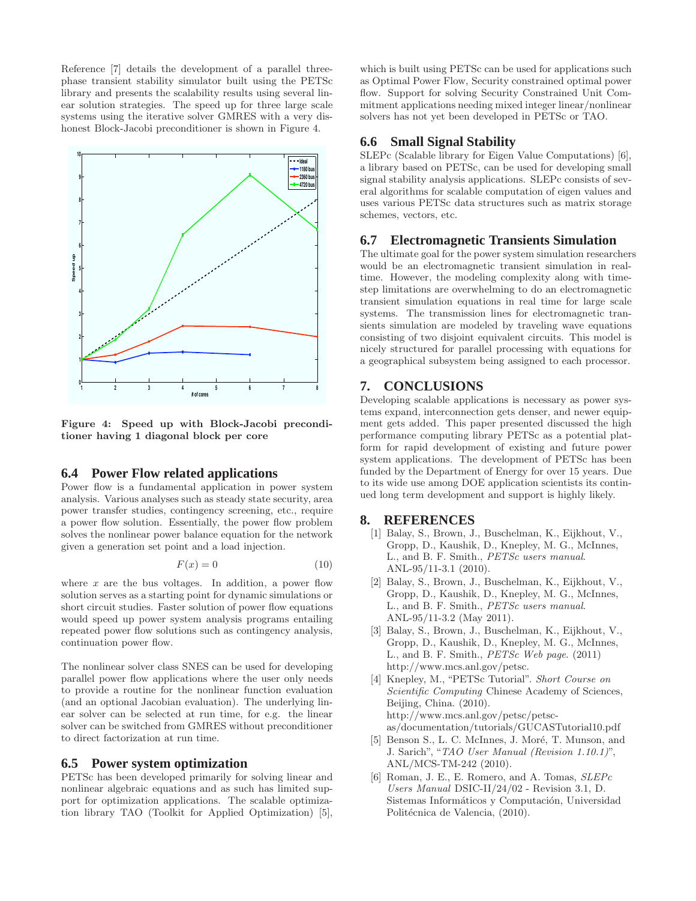Reference [7] details the development of a parallel three-phase transient stability simulator built using the PETSc library and presents the scalability results using several linear solution strategies. The speed up for three large scale systems using the iterative solver GMRES with a very dishonest Block-Jacobi preconditioner is shown in Figure 4.

**Figure 4: Speed up with Block-Jacobi preconditioner having 1 diagonal block per core**

### 6.4 Power Flow related applications

Power flow is a fundamental application in power system analysis. Various analyses such as steady state security, area power transfer studies, contingency screening, etc., require a power flow solution. Essentially, the power flow problem solves the nonlinear power balance equation for the network given a generation set point and a load injection.

$$F(x) = 0 \tag{10}$$

where $x$ are the bus voltages. In addition, a power flow solution serves as a starting point for dynamic simulations or short circuit studies. Faster solution of power flow equations would speed up power system analysis programs entailing repeated power flow solutions such as contingency analysis, continuation power flow.

The nonlinear solver class SNES can be used for developing parallel power flow applications where the user only needs to provide a routine for the nonlinear function evaluation (and an optional Jacobian evaluation). The underlying linear solver can be selected at run time, for e.g. the linear solver can be switched from GMRES without preconditioner to direct factorization at run time.

### 6.5 Power system optimization

PETSc has been developed primarily for solving linear and nonlinear algebraic equations and as such has limited support for optimization applications. The scalable optimization library TAO (Toolkit for Applied Optimization) [5], which is built using PETSc can be used for applications such as Optimal Power Flow, Security constrained optimal power flow. Support for solving Security Constrained Unit Commitment applications needing mixed integer linear/nonlinear solvers has not yet been developed in PETSc or TAO.

### 6.6 Small Signal Stability

SLEPc (Scalable library for Eigen Value Computations) [6], a library based on PETSc, can be used for developing small signal stability analysis applications. SLEPc consists of several algorithms for scalable computation of eigen values and uses various PETSc data structures such as matrix storage schemes, vectors, etc.

### 6.7 Electromagnetic Transients Simulation

The ultimate goal for the power system simulation researchers would be an electromagnetic transient simulation in real-time. However, the modeling complexity along with time-step limitations are overwhelming to do an electromagnetic transient simulation equations in real time for large scale systems. The transmission lines for electromagnetic transients simulation are modeled by traveling wave equations consisting of two disjoint equivalent circuits. This model is nicely structured for parallel processing with equations for a geographical subsystem being assigned to each processor.

## 7. CONCLUSIONS

Developing scalable applications is necessary as power systems expand, interconnection gets denser, and newer equipment gets added. This paper presented discussed the high performance computing library PETSc as a potential platform for rapid development of existing and future power system applications. The development of PETSc has been funded by the Department of Energy for over 15 years. Due to its wide use among DOE application scientists its continued long term development and support is highly likely.

## 8. REFERENCES

[1] Balay, S., Brown, J., Buschelman, K., Eijkhout, V., Gropp, D., Kaushik, D., Knepley, M. G., McInnes, L., and B. F. Smith., *PETSc users manual*. ANL-95/11-3.1 (2010).

[2] Balay, S., Brown, J., Buschelman, K., Eijkhout, V., Gropp, D., Kaushik, D., Knepley, M. G., McInnes, L., and B. F. Smith., *PETSc users manual*. ANL-95/11-3.2 (May 2011).

[3] Balay, S., Brown, J., Buschelman, K., Eijkhout, V., Gropp, D., Kaushik, D., Knepley, M. G., McInnes, L., and B. F. Smith., *PETSc Web page*. (2011) http://www.mcs.anl.gov/petsc.

[4] Knepley, M., "PETSc Tutorial". *Short Course on Scientific Computing* Chinese Academy of Sciences, Beijing, China. (2010). http://www.mcs.anl.gov/petsc/petsc-as/documentation/tutorials/GUCASTutorial10.pdf

[5] Benson S., L. C. McInnes, J. Moré, T. Munson, and J. Sarich", "*TAO User Manual (Revision 1.10.1)*", ANL/MCS-TM-242 (2010).

[6] Roman, J. E., E. Romero, and A. Tomas, *SLEPc Users Manual* DSIC-II/24/02 - Revision 3.1, D. Sistemas Informáticos y Computación, Universidad Politécnica de Valencia, (2010).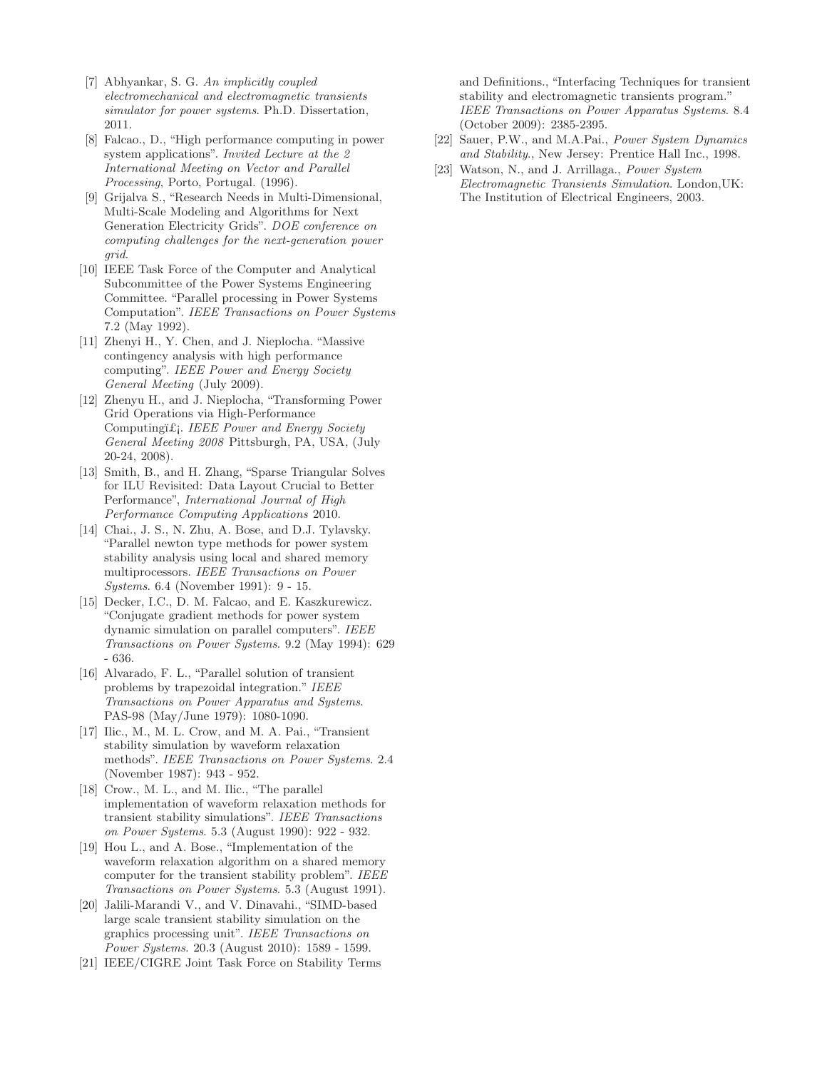[7] Abhyankar, S. G. *An implicitly coupled electromechanical and electromagnetic transients simulator for power systems*. Ph.D. Dissertation, 2011.

[8] Falcao., D., "High performance computing in power system applications". *Invited Lecture at the 2 International Meeting on Vector and Parallel Processing*, Porto, Portugal. (1996).

[9] Grijalva S., "Research Needs in Multi-Dimensional, Multi-Scale Modeling and Algorithms for Next Generation Electricity Grids". *DOE conference on computing challenges for the next-generation power grid*.

[10] IEEE Task Force of the Computer and Analytical Subcommittee of the Power Systems Engineering Committee. "Parallel processing in Power Systems Computation". *IEEE Transactions on Power Systems* 7.2 (May 1992).

[11] Zhenyi H., Y. Chen, and J. Nieplocha. "Massive contingency analysis with high performance computing". *IEEE Power and Energy Society General Meeting* (July 2009).

[12] Zhenyu H., and J. Nieplocha, "Transforming Power Grid Operations via High-Performance Computingï£¡. *IEEE Power and Energy Society General Meeting 2008* Pittsburgh, PA, USA, (July 20-24, 2008).

[13] Smith, B., and H. Zhang, "Sparse Triangular Solves for ILU Revisited: Data Layout Crucial to Better Performance", *International Journal of High Performance Computing Applications* 2010.

[14] Chai., J. S., N. Zhu, A. Bose, and D.J. Tylavsky. "Parallel newton type methods for power system stability analysis using local and shared memory multiprocessors. *IEEE Transactions on Power Systems*. 6.4 (November 1991): 9 - 15.

[15] Decker, I.C., D. M. Falcao, and E. Kaszkurewicz. "Conjugate gradient methods for power system dynamic simulation on parallel computers". *IEEE Transactions on Power Systems*. 9.2 (May 1994): 629 - 636.

[16] Alvarado, F. L., "Parallel solution of transient problems by trapezoidal integration." *IEEE Transactions on Power Apparatus and Systems*. PAS-98 (May/June 1979): 1080-1090.

[17] Ilic., M., M. L. Crow, and M. A. Pai., "Transient stability simulation by waveform relaxation methods". *IEEE Transactions on Power Systems*. 2.4 (November 1987): 943 - 952.

[18] Crow., M. L., and M. Ilic., "The parallel implementation of waveform relaxation methods for transient stability simulations". *IEEE Transactions on Power Systems*. 5.3 (August 1990): 922 - 932.

[19] Hou L., and A. Bose., "Implementation of the waveform relaxation algorithm on a shared memory computer for the transient stability problem". *IEEE Transactions on Power Systems*. 5.3 (August 1991).

[20] Jalili-Marandi V., and V. Dinavahi., "SIMD-based large scale transient stability simulation on the graphics processing unit". *IEEE Transactions on Power Systems*. 20.3 (August 2010): 1589 - 1599.

[21] IEEE/CIGRE Joint Task Force on Stability Terms and Definitions., "Interfacing Techniques for transient stability and electromagnetic transients program." *IEEE Transactions on Power Apparatus Systems*. 8.4 (October 2009): 2385-2395.

[22] Sauer, P.W., and M.A.Pai., *Power System Dynamics and Stability.*, New Jersey: Prentice Hall Inc., 1998.

[23] Watson, N., and J. Arrillaga., *Power System Electromagnetic Transients Simulation*. London,UK: The Institution of Electrical Engineers, 2003.